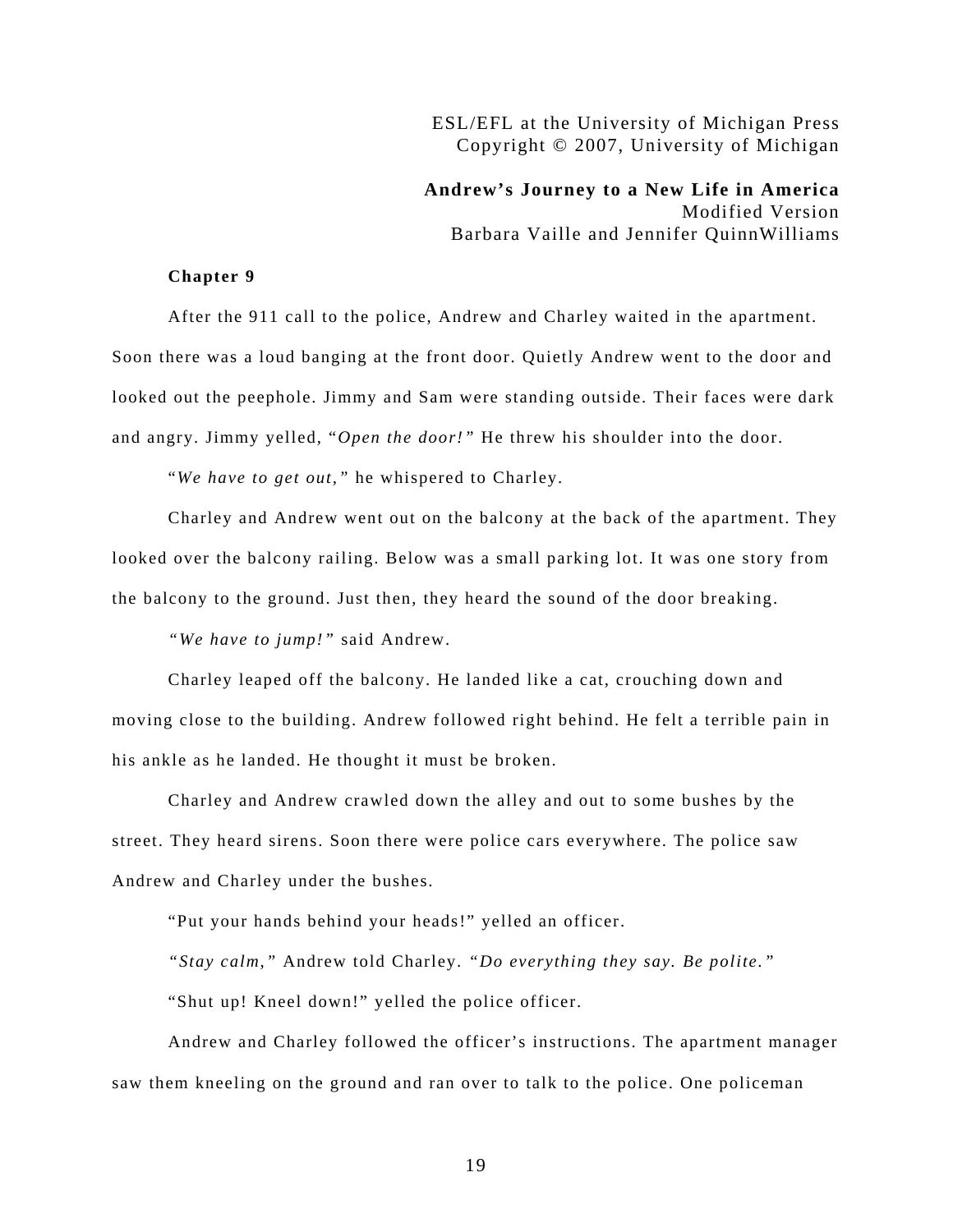ESL/EFL at the University of Michigan Press
Copyright © 2007, University of Michigan

**Andrew's Journey to a New Life in America**
Modified Version
Barbara Vaille and Jennifer QuinnWilliams

**Chapter 9**

After the 911 call to the police, Andrew and Charley waited in the apartment. Soon there was a loud banging at the front door. Quietly Andrew went to the door and looked out the peephole. Jimmy and Sam were standing outside. Their faces were dark and angry. Jimmy yelled, "*Open the door!*" He threw his shoulder into the door.

"*We have to get out,*" he whispered to Charley.

Charley and Andrew went out on the balcony at the back of the apartment. They looked over the balcony railing. Below was a small parking lot. It was one story from the balcony to the ground. Just then, they heard the sound of the door breaking.

*"We have to jump!"* said Andrew.

Charley leaped off the balcony. He landed like a cat, crouching down and moving close to the building. Andrew followed right behind. He felt a terrible pain in his ankle as he landed. He thought it must be broken.

Charley and Andrew crawled down the alley and out to some bushes by the street. They heard sirens. Soon there were police cars everywhere. The police saw Andrew and Charley under the bushes.

"Put your hands behind your heads!" yelled an officer.

*"Stay calm,"* Andrew told Charley. *"Do everything they say. Be polite."*

"Shut up! Kneel down!" yelled the police officer.

Andrew and Charley followed the officer's instructions. The apartment manager saw them kneeling on the ground and ran over to talk to the police. One policeman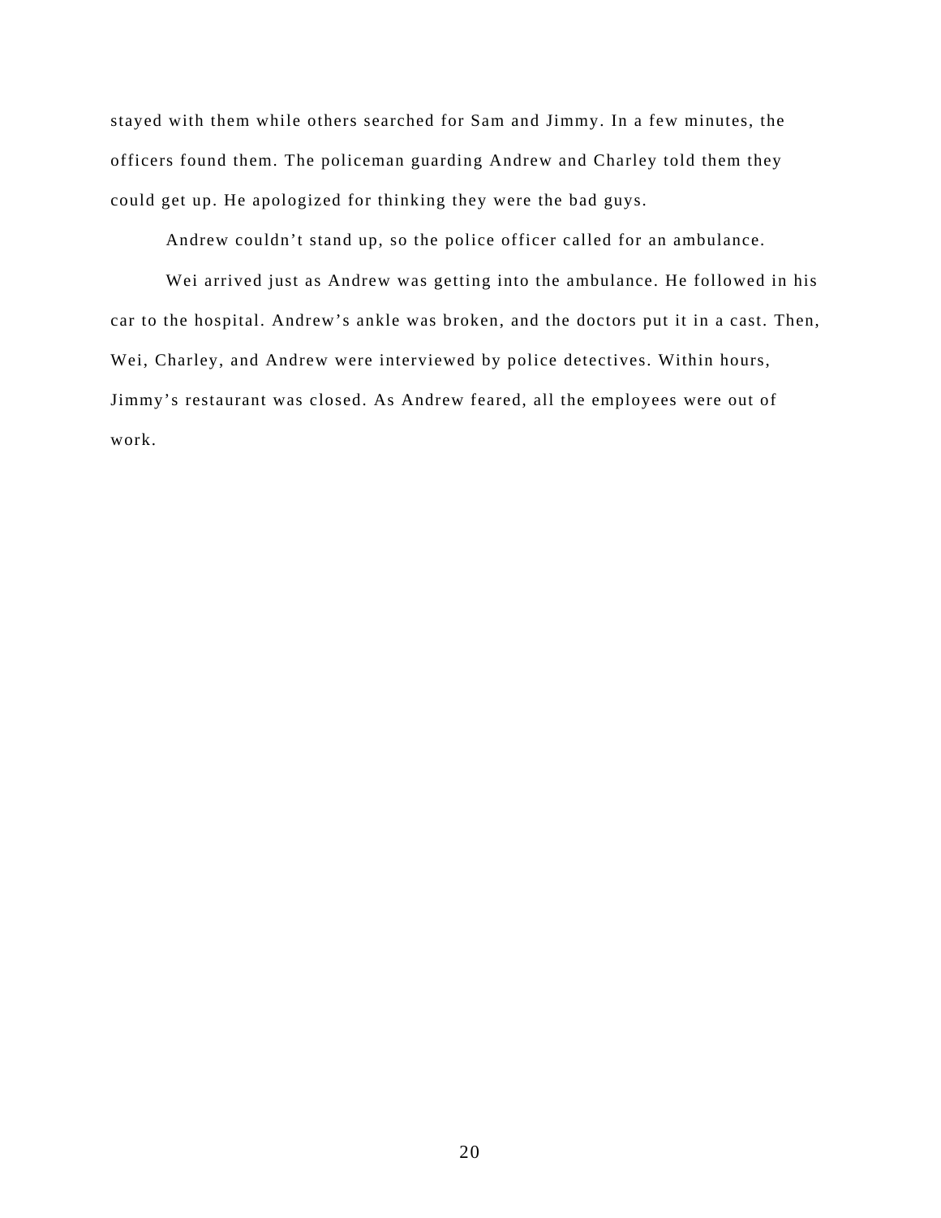stayed with them while others searched for Sam and Jimmy. In a few minutes, the officers found them. The policeman guarding Andrew and Charley told them they could get up. He apologized for thinking they were the bad guys.

Andrew couldn't stand up, so the police officer called for an ambulance.

Wei arrived just as Andrew was getting into the ambulance. He followed in his car to the hospital. Andrew's ankle was broken, and the doctors put it in a cast. Then, Wei, Charley, and Andrew were interviewed by police detectives. Within hours, Jimmy's restaurant was closed. As Andrew feared, all the employees were out of work.